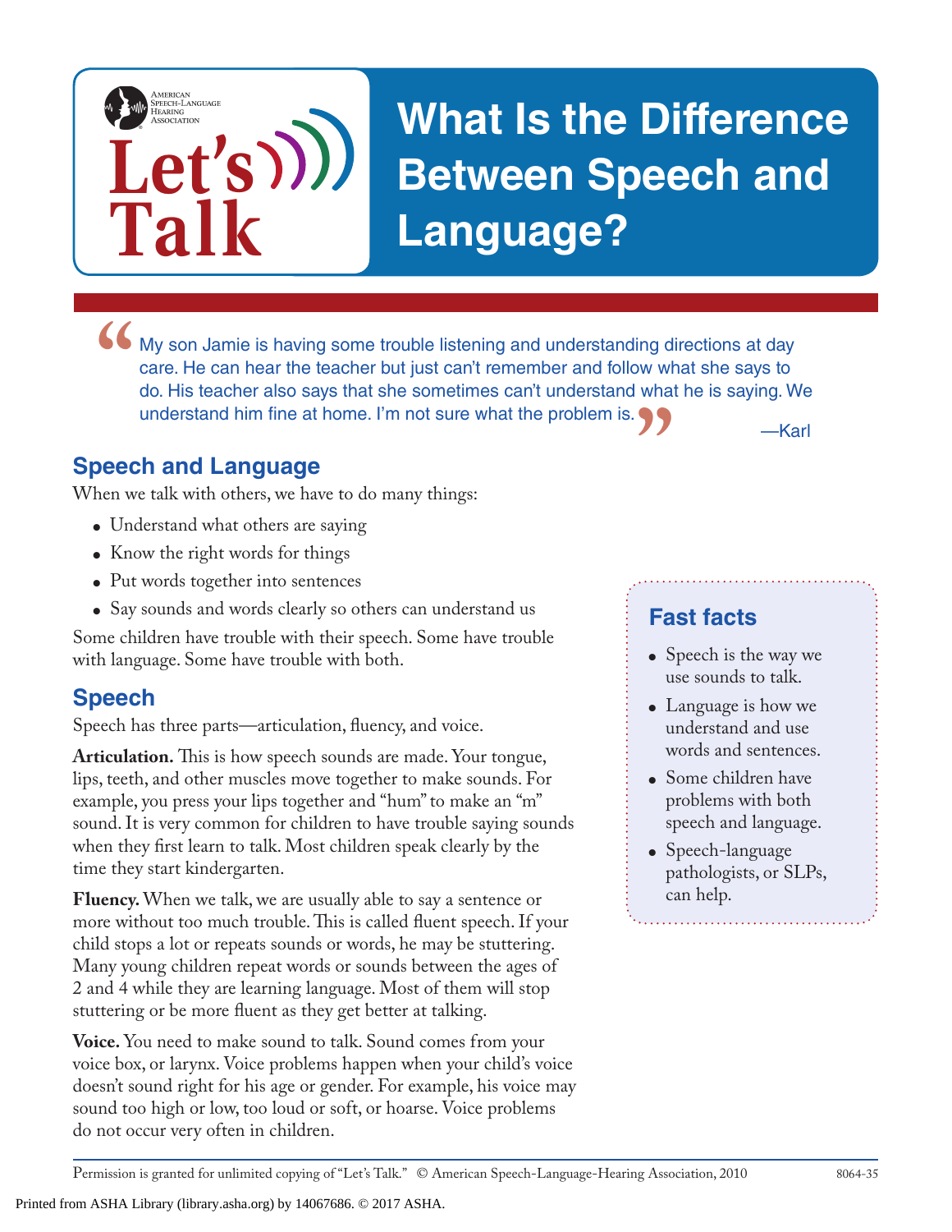American Speech-Language Hearing Association

Let's Talk

# What Is the Difference Between Speech and Language?

> "My son Jamie is having some trouble listening and understanding directions at day care. He can hear the teacher but just can't remember and follow what she says to do. His teacher also says that she sometimes can't understand what he is saying. We understand him fine at home. I'm not sure what the problem is."
>
> —Karl

## Speech and Language

When we talk with others, we have to do many things:

- Understand what others are saying
- Know the right words for things
- Put words together into sentences
- Say sounds and words clearly so others can understand us

Some children have trouble with their speech. Some have trouble with language. Some have trouble with both.

## Speech

Speech has three parts—articulation, fluency, and voice.

**Articulation.** This is how speech sounds are made. Your tongue, lips, teeth, and other muscles move together to make sounds. For example, you press your lips together and "hum" to make an "m" sound. It is very common for children to have trouble saying sounds when they first learn to talk. Most children speak clearly by the time they start kindergarten.

**Fluency.** When we talk, we are usually able to say a sentence or more without too much trouble. This is called fluent speech. If your child stops a lot or repeats sounds or words, he may be stuttering. Many young children repeat words or sounds between the ages of 2 and 4 while they are learning language. Most of them will stop stuttering or be more fluent as they get better at talking.

**Voice.** You need to make sound to talk. Sound comes from your voice box, or larynx. Voice problems happen when your child's voice doesn't sound right for his age or gender. For example, his voice may sound too high or low, too loud or soft, or hoarse. Voice problems do not occur very often in children.

### Fast facts

- Speech is the way we use sounds to talk.
- Language is how we understand and use words and sentences.
- Some children have problems with both speech and language.
- Speech-language pathologists, or SLPs, can help.

Permission is granted for unlimited copying of "Let's Talk." © American Speech-Language-Hearing Association, 2010 8064-35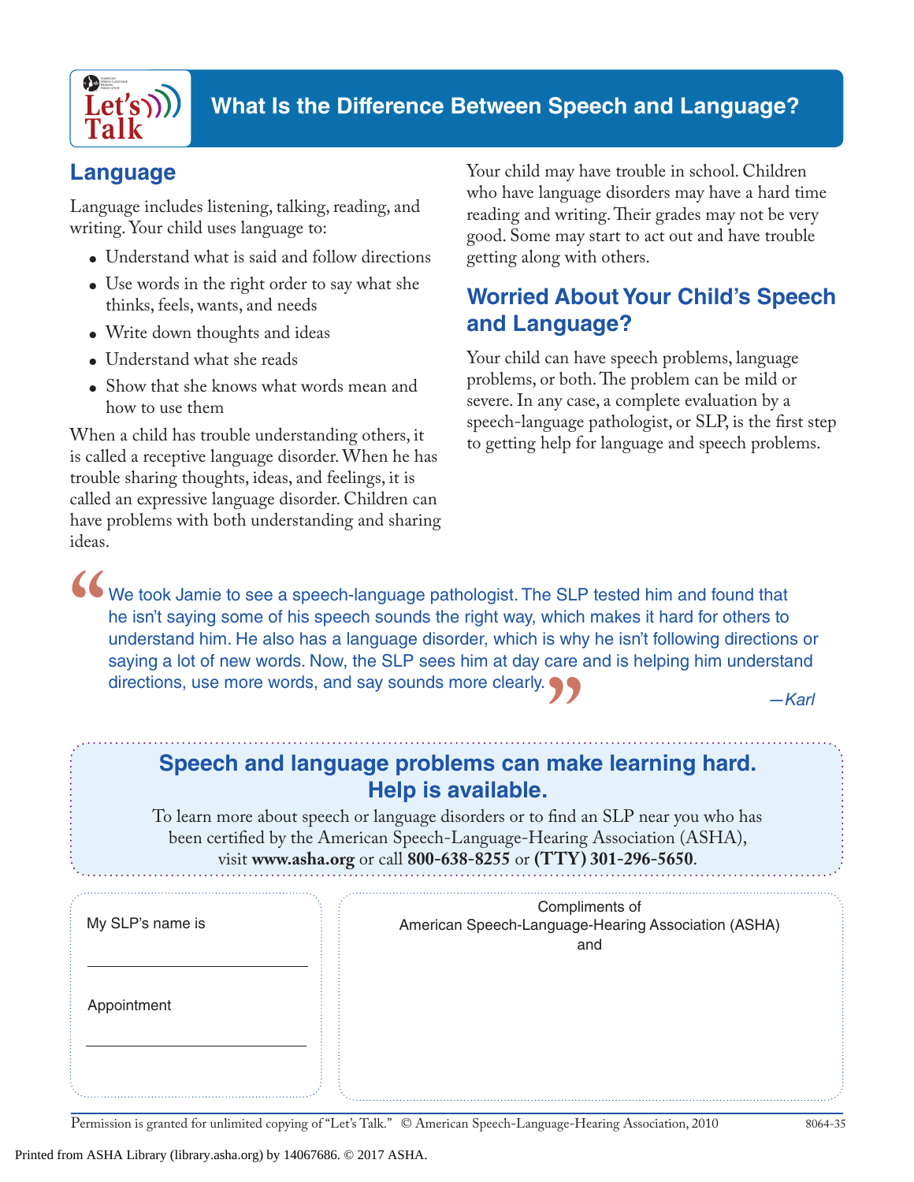# What Is the Difference Between Speech and Language?

## Language

Language includes listening, talking, reading, and writing. Your child uses language to:

- Understand what is said and follow directions
- Use words in the right order to say what she thinks, feels, wants, and needs
- Write down thoughts and ideas
- Understand what she reads
- Show that she knows what words mean and how to use them

When a child has trouble understanding others, it is called a receptive language disorder. When he has trouble sharing thoughts, ideas, and feelings, it is called an expressive language disorder. Children can have problems with both understanding and sharing ideas.

Your child may have trouble in school. Children who have language disorders may have a hard time reading and writing. Their grades may not be very good. Some may start to act out and have trouble getting along with others.

## Worried About Your Child's Speech and Language?

Your child can have speech problems, language problems, or both. The problem can be mild or severe. In any case, a complete evaluation by a speech-language pathologist, or SLP, is the first step to getting help for language and speech problems.

> "We took Jamie to see a speech-language pathologist. The SLP tested him and found that he isn't saying some of his speech sounds the right way, which makes it hard for others to understand him. He also has a language disorder, which is why he isn't following directions or saying a lot of new words. Now, the SLP sees him at day care and is helping him understand directions, use more words, and say sounds more clearly."
>
> *—Karl*

**Speech and language problems can make learning hard. Help is available.**

To learn more about speech or language disorders or to find an SLP near you who has been certified by the American Speech-Language-Hearing Association (ASHA), visit **www.asha.org** or call **800-638-8255** or **(TTY) 301-296-5650**.

My SLP's name is

______________________

Appointment

______________________

Compliments of
American Speech-Language-Hearing Association (ASHA)
and

Permission is granted for unlimited copying of "Let's Talk." © American Speech-Language-Hearing Association, 2010 8064-35

Printed from ASHA Library (library.asha.org) by 14067686. © 2017 ASHA.